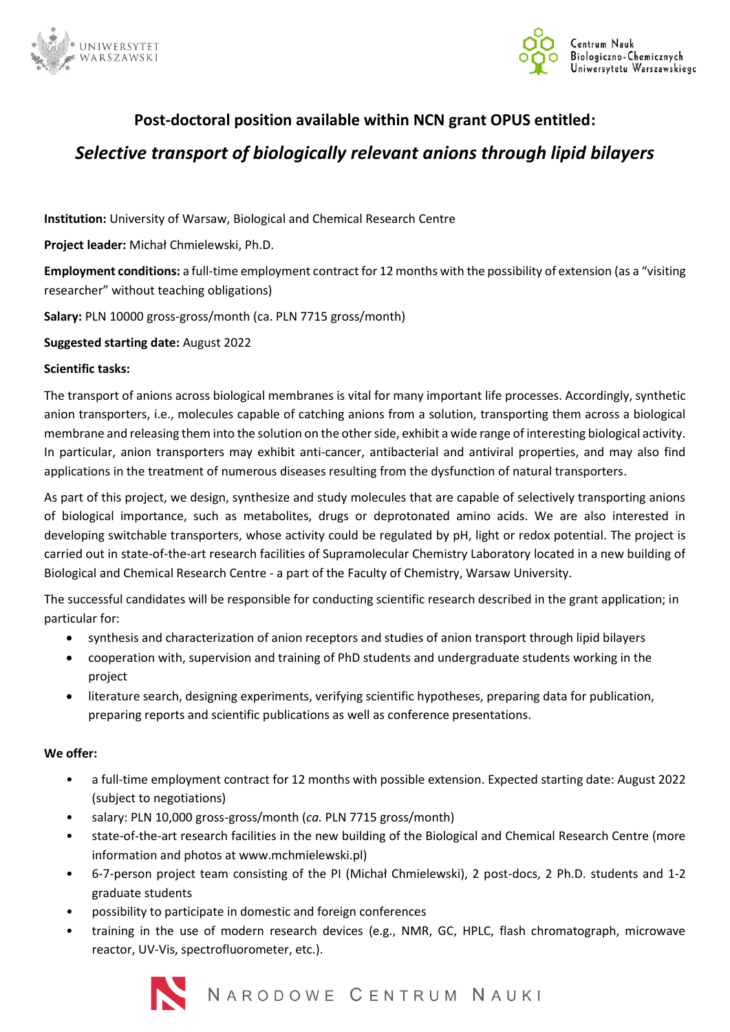## Post-doctoral position available within NCN grant OPUS entitled:

## *Selective transport of biologically relevant anions through lipid bilayers*

**Institution:** University of Warsaw, Biological and Chemical Research Centre

**Project leader:** Michał Chmielewski, Ph.D.

**Employment conditions:** a full-time employment contract for 12 months with the possibility of extension (as a "visiting researcher" without teaching obligations)

**Salary:** PLN 10000 gross-gross/month (ca. PLN 7715 gross/month)

**Suggested starting date:** August 2022

**Scientific tasks:**

The transport of anions across biological membranes is vital for many important life processes. Accordingly, synthetic anion transporters, i.e., molecules capable of catching anions from a solution, transporting them across a biological membrane and releasing them into the solution on the other side, exhibit a wide range of interesting biological activity. In particular, anion transporters may exhibit anti-cancer, antibacterial and antiviral properties, and may also find applications in the treatment of numerous diseases resulting from the dysfunction of natural transporters.

As part of this project, we design, synthesize and study molecules that are capable of selectively transporting anions of biological importance, such as metabolites, drugs or deprotonated amino acids. We are also interested in developing switchable transporters, whose activity could be regulated by pH, light or redox potential. The project is carried out in state-of-the-art research facilities of Supramolecular Chemistry Laboratory located in a new building of Biological and Chemical Research Centre - a part of the Faculty of Chemistry, Warsaw University.

The successful candidates will be responsible for conducting scientific research described in the grant application; in particular for:

- synthesis and characterization of anion receptors and studies of anion transport through lipid bilayers
- cooperation with, supervision and training of PhD students and undergraduate students working in the project
- literature search, designing experiments, verifying scientific hypotheses, preparing data for publication, preparing reports and scientific publications as well as conference presentations.

**We offer:**

- a full-time employment contract for 12 months with possible extension. Expected starting date: August 2022 (subject to negotiations)
- salary: PLN 10,000 gross-gross/month (*ca.* PLN 7715 gross/month)
- state-of-the-art research facilities in the new building of the Biological and Chemical Research Centre (more information and photos at www.mchmielewski.pl)
- 6-7-person project team consisting of the PI (Michał Chmielewski), 2 post-docs, 2 Ph.D. students and 1-2 graduate students
- possibility to participate in domestic and foreign conferences
- training in the use of modern research devices (e.g., NMR, GC, HPLC, flash chromatograph, microwave reactor, UV-Vis, spectrofluorometer, etc.).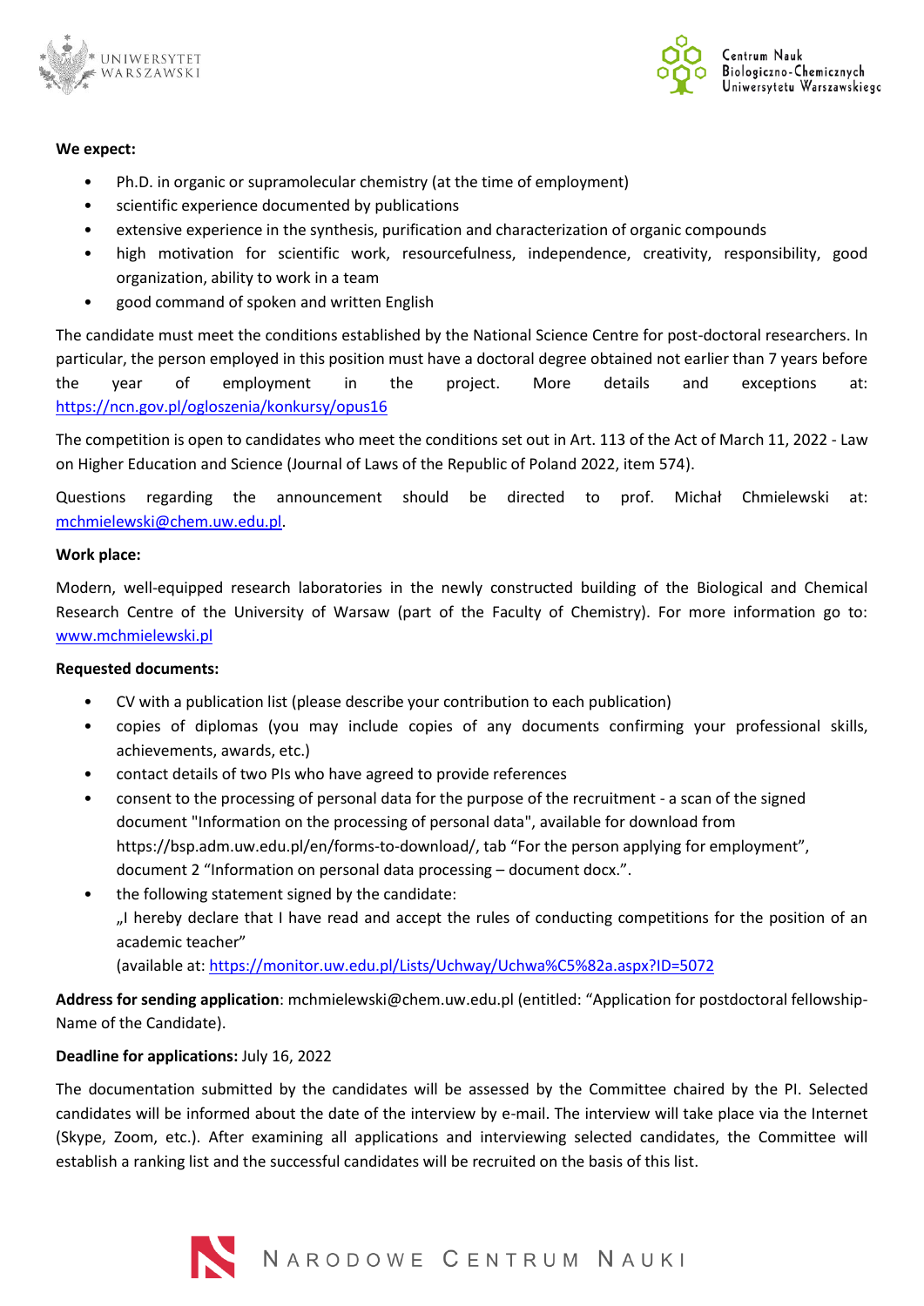**We expect:**

- Ph.D. in organic or supramolecular chemistry (at the time of employment)
- scientific experience documented by publications
- extensive experience in the synthesis, purification and characterization of organic compounds
- high motivation for scientific work, resourcefulness, independence, creativity, responsibility, good organization, ability to work in a team
- good command of spoken and written English

The candidate must meet the conditions established by the National Science Centre for post-doctoral researchers. In particular, the person employed in this position must have a doctoral degree obtained not earlier than 7 years before the year of employment in the project. More details and exceptions at: https://ncn.gov.pl/ogloszenia/konkursy/opus16

The competition is open to candidates who meet the conditions set out in Art. 113 of the Act of March 11, 2022 - Law on Higher Education and Science (Journal of Laws of the Republic of Poland 2022, item 574).

Questions regarding the announcement should be directed to prof. Michał Chmielewski at: mchmielewski@chem.uw.edu.pl.

**Work place:**

Modern, well-equipped research laboratories in the newly constructed building of the Biological and Chemical Research Centre of the University of Warsaw (part of the Faculty of Chemistry). For more information go to: www.mchmielewski.pl

**Requested documents:**

- CV with a publication list (please describe your contribution to each publication)
- copies of diplomas (you may include copies of any documents confirming your professional skills, achievements, awards, etc.)
- contact details of two PIs who have agreed to provide references
- consent to the processing of personal data for the purpose of the recruitment - a scan of the signed document "Information on the processing of personal data", available for download from https://bsp.adm.uw.edu.pl/en/forms-to-download/, tab "For the person applying for employment", document 2 "Information on personal data processing – document docx.".
- the following statement signed by the candidate:
  „I hereby declare that I have read and accept the rules of conducting competitions for the position of an academic teacher"
  (available at: https://monitor.uw.edu.pl/Lists/Uchway/Uchwa%C5%82a.aspx?ID=5072

**Address for sending application**: mchmielewski@chem.uw.edu.pl (entitled: "Application for postdoctoral fellowship- Name of the Candidate).

**Deadline for applications:** July 16, 2022

The documentation submitted by the candidates will be assessed by the Committee chaired by the PI. Selected candidates will be informed about the date of the interview by e-mail. The interview will take place via the Internet (Skype, Zoom, etc.). After examining all applications and interviewing selected candidates, the Committee will establish a ranking list and the successful candidates will be recruited on the basis of this list.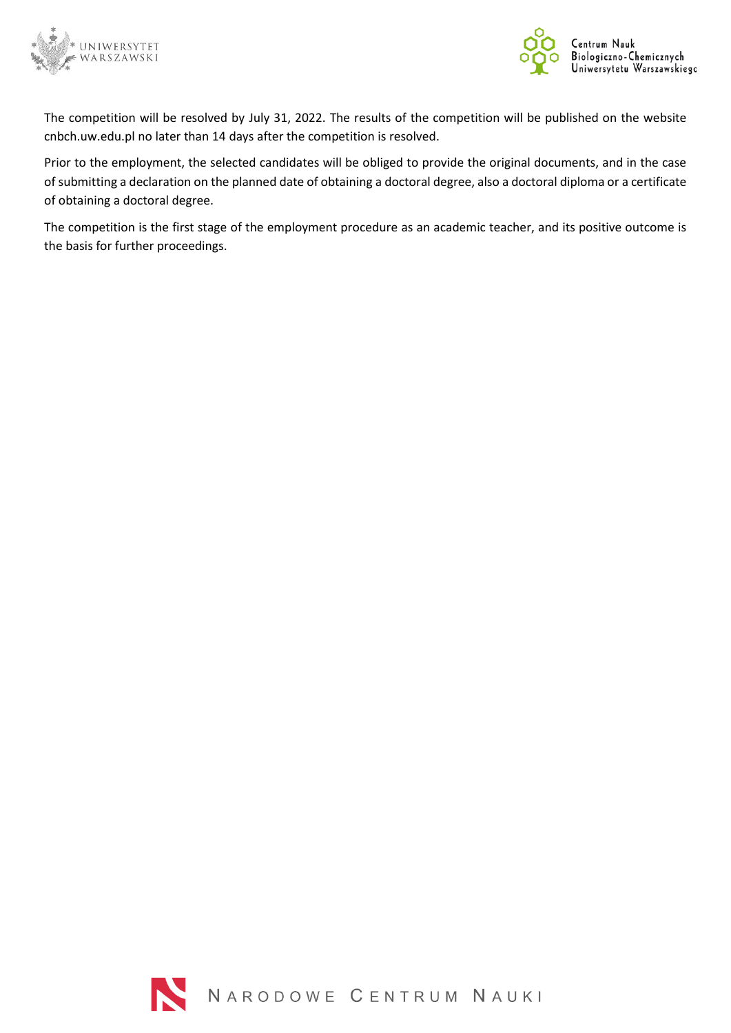The competition will be resolved by July 31, 2022. The results of the competition will be published on the website cnbch.uw.edu.pl no later than 14 days after the competition is resolved.

Prior to the employment, the selected candidates will be obliged to provide the original documents, and in the case of submitting a declaration on the planned date of obtaining a doctoral degree, also a doctoral diploma or a certificate of obtaining a doctoral degree.

The competition is the first stage of the employment procedure as an academic teacher, and its positive outcome is the basis for further proceedings.